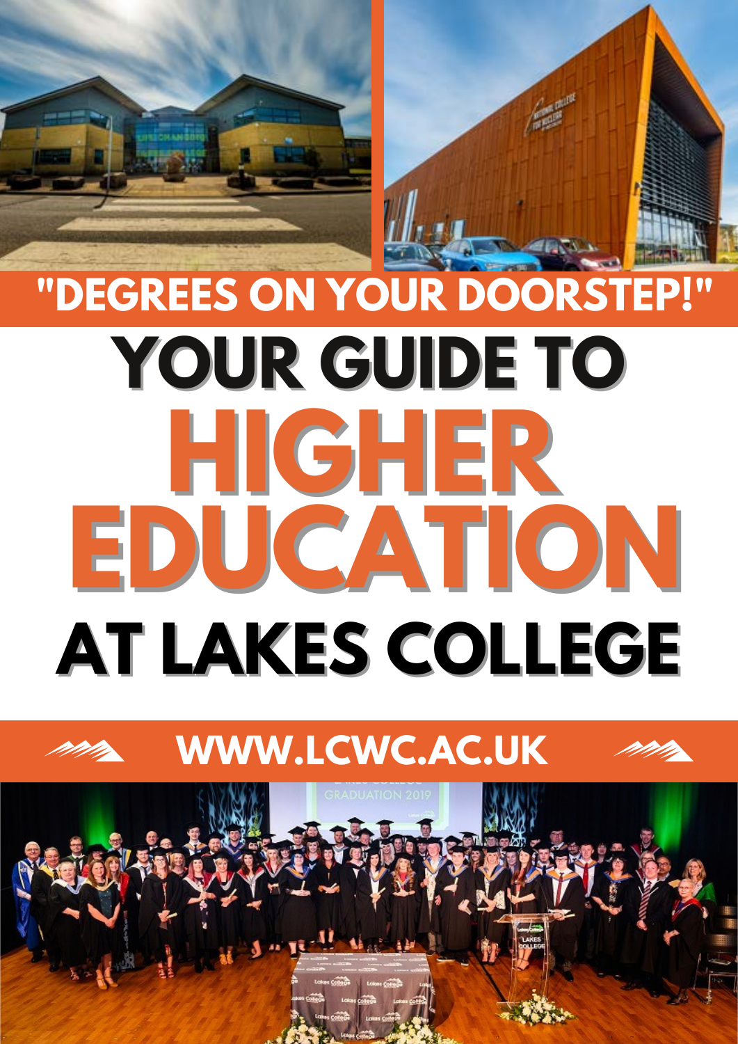"DEGREES ON YOUR DOORSTEP!"

# YOUR GUIDE TO HIGHER EDUCATION AT LAKES COLLEGE

WWW.LCWC.AC.UK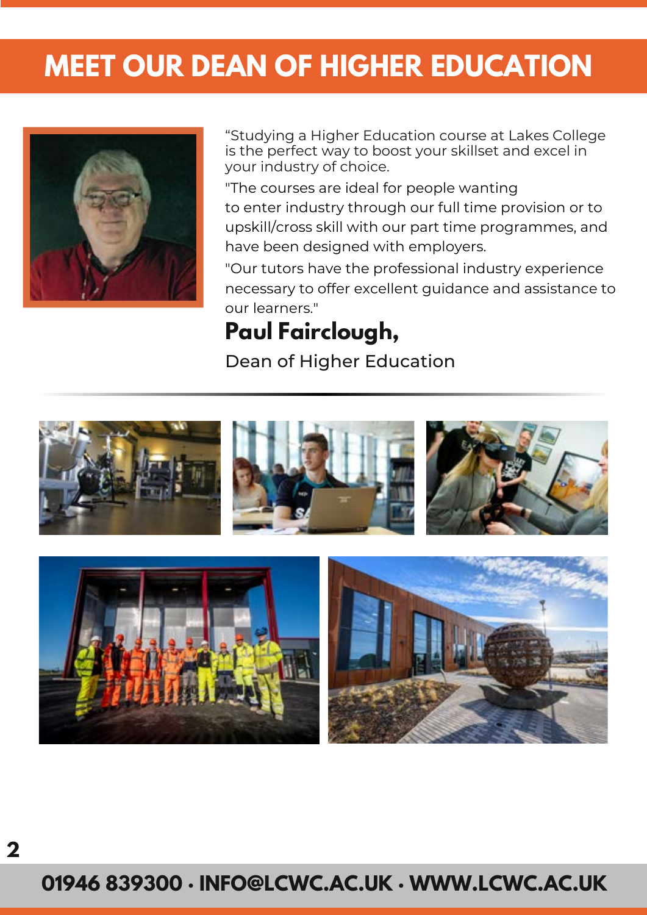# MEET OUR DEAN OF HIGHER EDUCATION

"Studying a Higher Education course at Lakes College is the perfect way to boost your skillset and excel in your industry of choice.

"The courses are ideal for people wanting to enter industry through our full time provision or to upskill/cross skill with our part time programmes, and have been designed with employers.

"Our tutors have the professional industry experience necessary to offer excellent guidance and assistance to our learners."

**Paul Fairclough,**

Dean of Higher Education

01946 839300 · INFO@LCWC.AC.UK · WWW.LCWC.AC.UK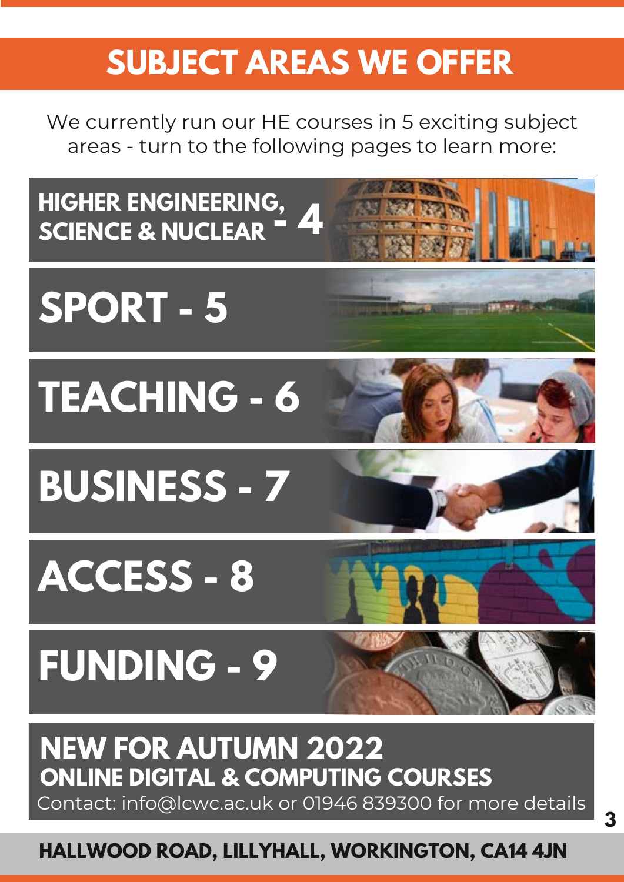# SUBJECT AREAS WE OFFER

We currently run our HE courses in 5 exciting subject areas - turn to the following pages to learn more:

**HIGHER ENGINEERING, SCIENCE & NUCLEAR - 4**

**SPORT - 5**

**TEACHING - 6**

**BUSINESS - 7**

**ACCESS - 8**

**FUNDING - 9**

**NEW FOR AUTUMN 2022**
**ONLINE DIGITAL & COMPUTING COURSES**
Contact: info@lcwc.ac.uk or 01946 839300 for more details

**HALLWOOD ROAD, LILLYHALL, WORKINGTON, CA14 4JN**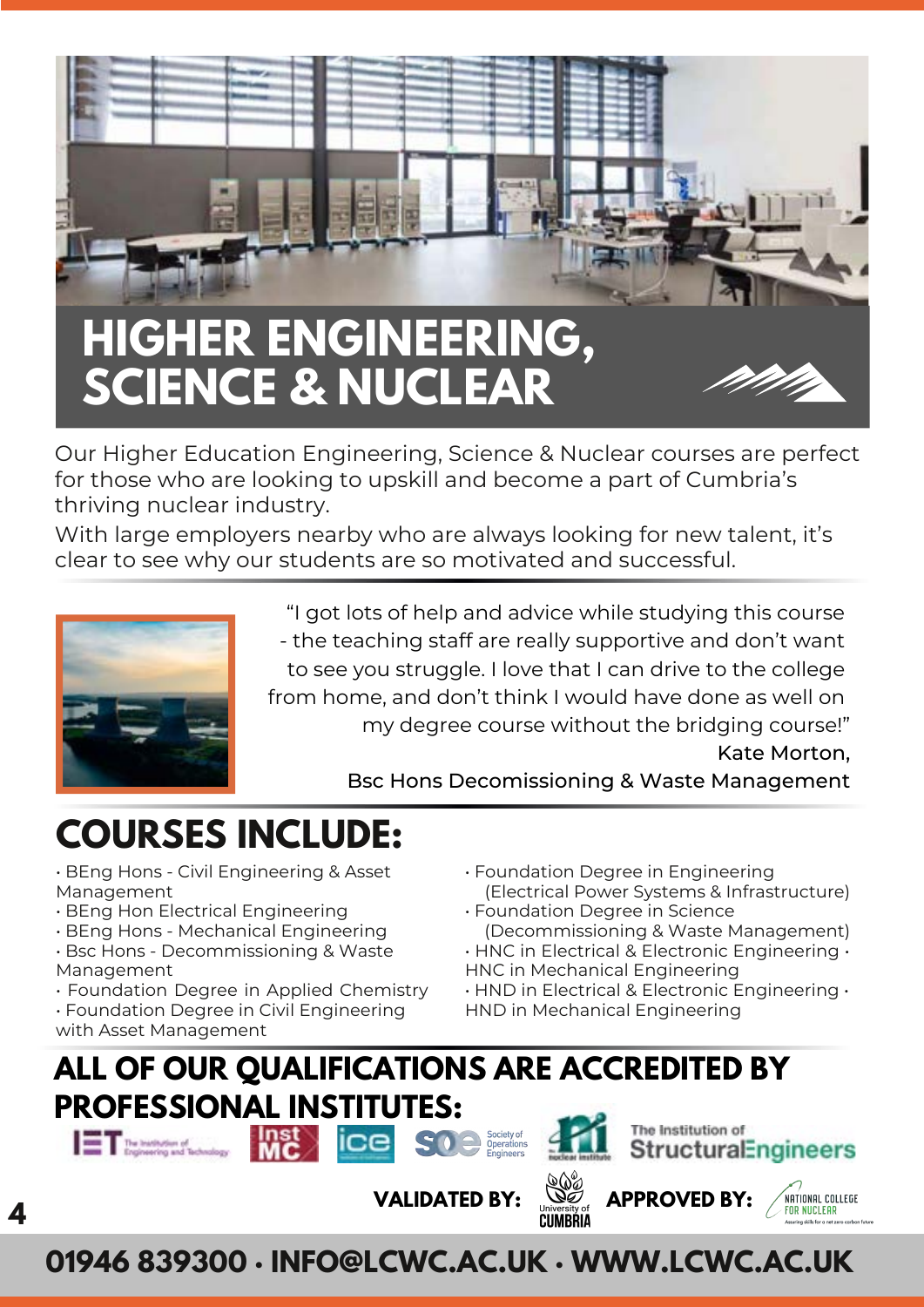# HIGHER ENGINEERING, SCIENCE & NUCLEAR

Our Higher Education Engineering, Science & Nuclear courses are perfect for those who are looking to upskill and become a part of Cumbria's thriving nuclear industry.

With large employers nearby who are always looking for new talent, it's clear to see why our students are so motivated and successful.

"I got lots of help and advice while studying this course - the teaching staff are really supportive and don't want to see you struggle. I love that I can drive to the college from home, and don't think I would have done as well on my degree course without the bridging course!"

Kate Morton,
Bsc Hons Decomissioning & Waste Management

## COURSES INCLUDE:

- BEng Hons - Civil Engineering & Asset Management
- BEng Hon Electrical Engineering
- BEng Hons - Mechanical Engineering
- Bsc Hons - Decommissioning & Waste Management
- Foundation Degree in Applied Chemistry
- Foundation Degree in Civil Engineering with Asset Management
- Foundation Degree in Engineering (Electrical Power Systems & Infrastructure)
- Foundation Degree in Science (Decommissioning & Waste Management)
- HNC in Electrical & Electronic Engineering
- HNC in Mechanical Engineering
- HND in Electrical & Electronic Engineering
- HND in Mechanical Engineering

## ALL OF OUR QUALIFICATIONS ARE ACCREDITED BY PROFESSIONAL INSTITUTES:

The Institution of Engineering and Technology · InstMC · ice · Society of Operations Engineers · the nuclear institute · The Institution of StructuralEngineers

**VALIDATED BY:** University of Cumbria **APPROVED BY:** National College for Nuclear

**01946 839300 · INFO@LCWC.AC.UK · WWW.LCWC.AC.UK**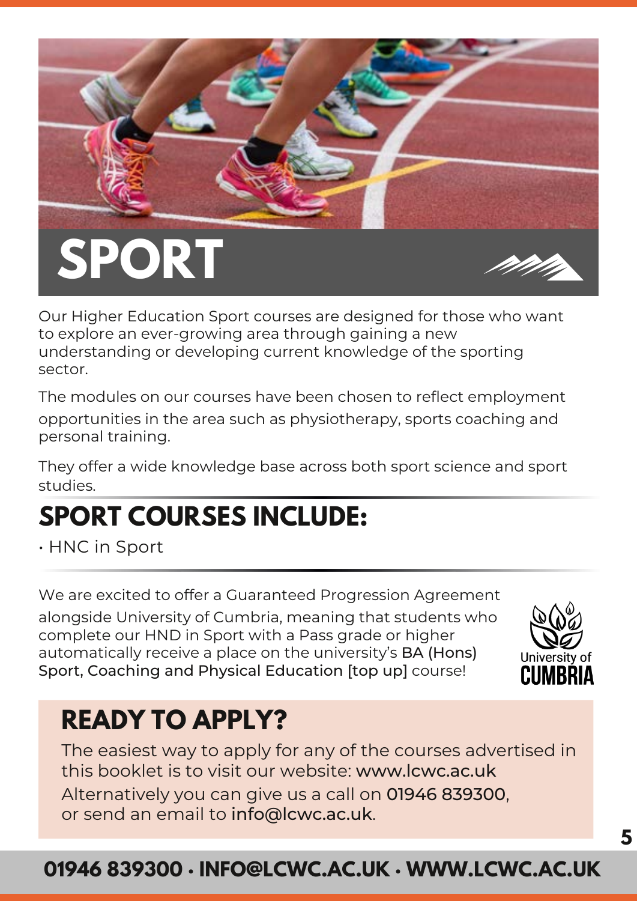# SPORT

Our Higher Education Sport courses are designed for those who want to explore an ever-growing area through gaining a new understanding or developing current knowledge of the sporting sector.

The modules on our courses have been chosen to reflect employment opportunities in the area such as physiotherapy, sports coaching and personal training.

They offer a wide knowledge base across both sport science and sport studies.

## SPORT COURSES INCLUDE:

- HNC in Sport

We are excited to offer a Guaranteed Progression Agreement alongside University of Cumbria, meaning that students who complete our HND in Sport with a Pass grade or higher automatically receive a place on the university's BA (Hons) Sport, Coaching and Physical Education [top up] course!

University of CUMBRIA

## READY TO APPLY?

The easiest way to apply for any of the courses advertised in this booklet is to visit our website: www.lcwc.ac.uk

Alternatively you can give us a call on 01946 839300, or send an email to info@lcwc.ac.uk.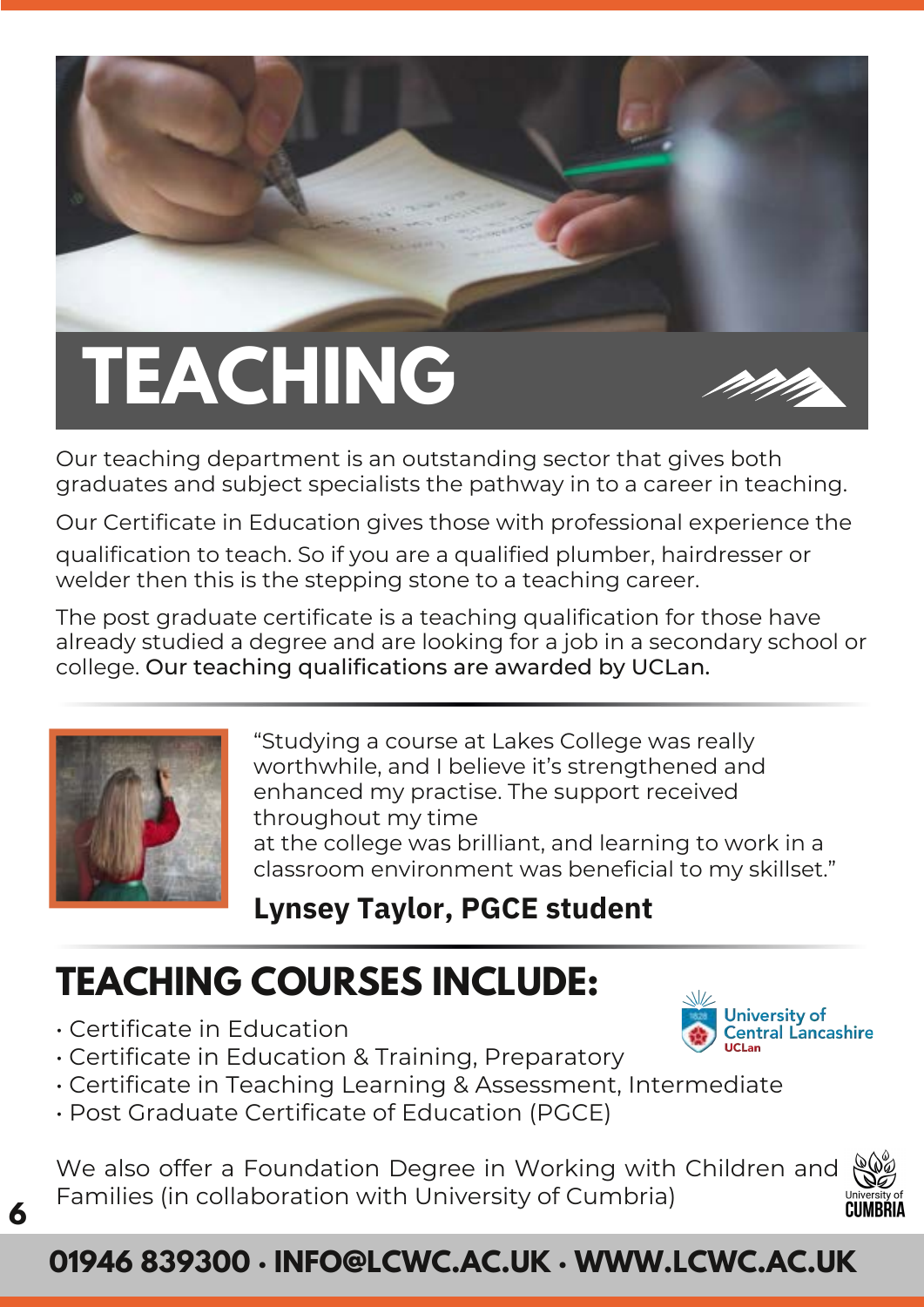# TEACHING

Our teaching department is an outstanding sector that gives both graduates and subject specialists the pathway in to a career in teaching.

Our Certificate in Education gives those with professional experience the qualification to teach. So if you are a qualified plumber, hairdresser or welder then this is the stepping stone to a teaching career.

The post graduate certificate is a teaching qualification for those have already studied a degree and are looking for a job in a secondary school or college. Our teaching qualifications are awarded by UCLan.

"Studying a course at Lakes College was really worthwhile, and I believe it's strengthened and enhanced my practise. The support received throughout my time at the college was brilliant, and learning to work in a classroom environment was beneficial to my skillset."

**Lynsey Taylor, PGCE student**

## TEACHING COURSES INCLUDE:

- Certificate in Education
- Certificate in Education & Training, Preparatory
- Certificate in Teaching Learning & Assessment, Intermediate
- Post Graduate Certificate of Education (PGCE)

University of Central Lancashire UCLan

We also offer a Foundation Degree in Working with Children and Families (in collaboration with University of Cumbria)

University of CUMBRIA

**01946 839300 · INFO@LCWC.AC.UK · WWW.LCWC.AC.UK**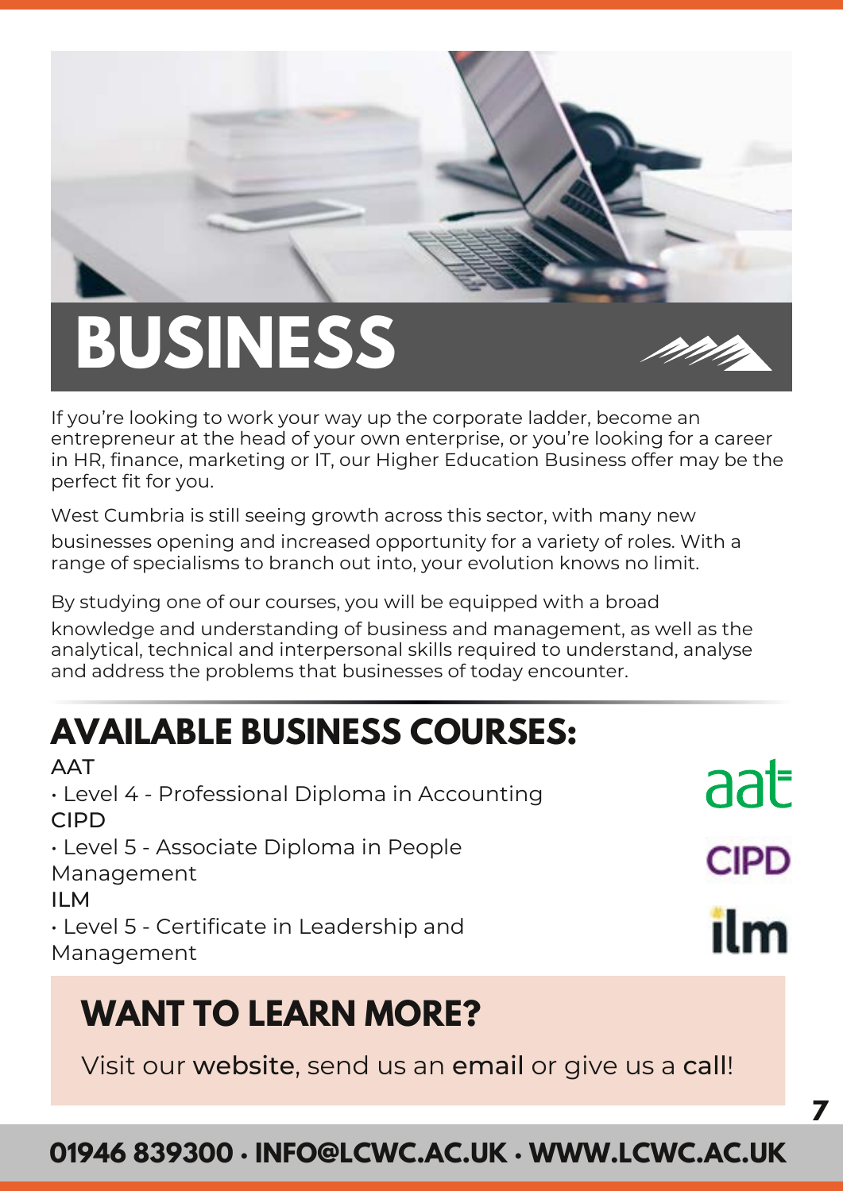# BUSINESS

If you're looking to work your way up the corporate ladder, become an entrepreneur at the head of your own enterprise, or you're looking for a career in HR, finance, marketing or IT, our Higher Education Business offer may be the perfect fit for you.

West Cumbria is still seeing growth across this sector, with many new businesses opening and increased opportunity for a variety of roles. With a range of specialisms to branch out into, your evolution knows no limit.

By studying one of our courses, you will be equipped with a broad knowledge and understanding of business and management, as well as the analytical, technical and interpersonal skills required to understand, analyse and address the problems that businesses of today encounter.

## AVAILABLE BUSINESS COURSES:

AAT

- Level 4 - Professional Diploma in Accounting

CIPD

- Level 5 - Associate Diploma in People Management

ILM

- Level 5 - Certificate in Leadership and Management

## WANT TO LEARN MORE?

Visit our website, send us an email or give us a call!

**01946 839300 · INFO@LCWC.AC.UK · WWW.LCWC.AC.UK**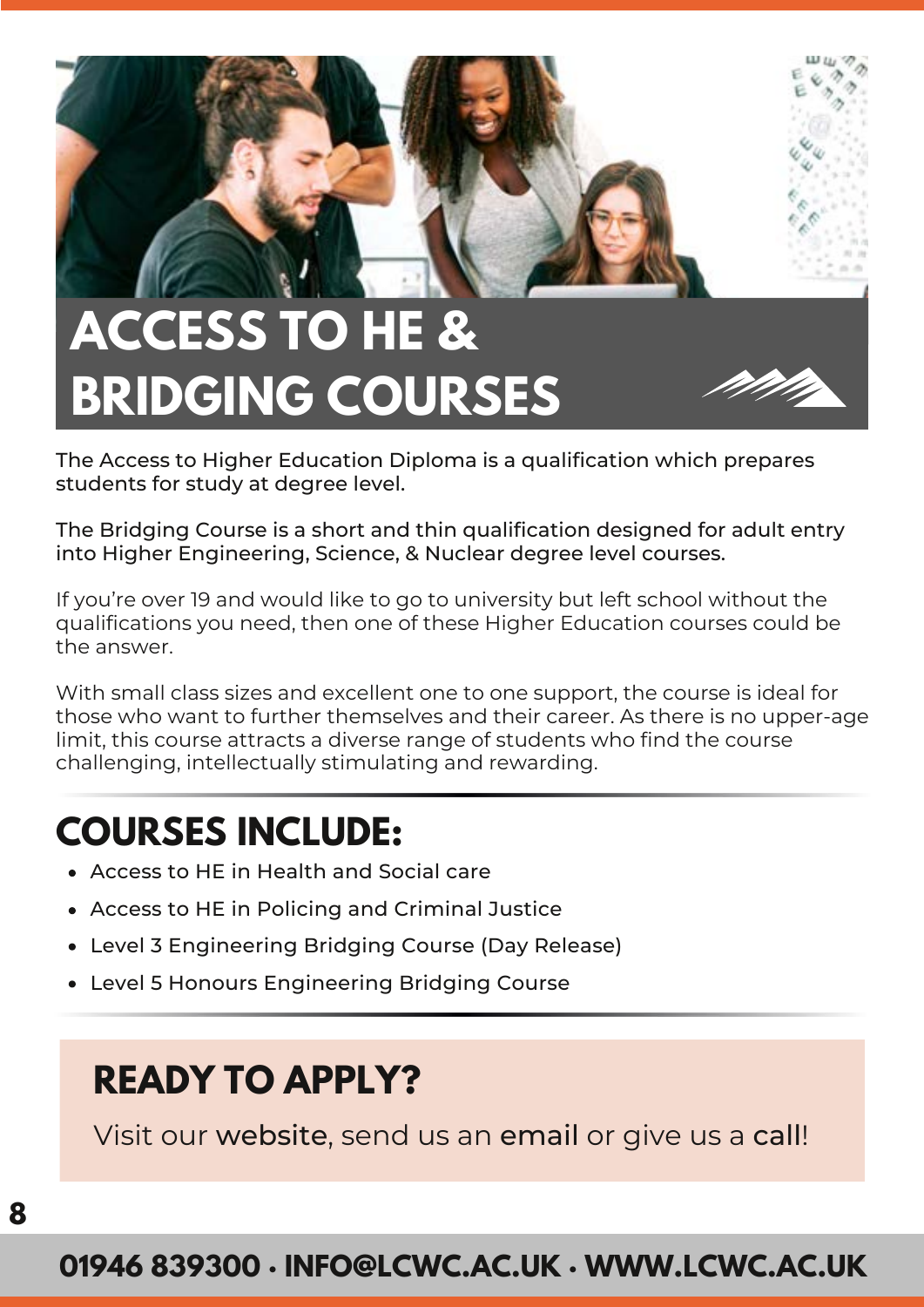# ACCESS TO HE & BRIDGING COURSES

The Access to Higher Education Diploma is a qualification which prepares students for study at degree level.

The Bridging Course is a short and thin qualification designed for adult entry into Higher Engineering, Science, & Nuclear degree level courses.

If you're over 19 and would like to go to university but left school without the qualifications you need, then one of these Higher Education courses could be the answer.

With small class sizes and excellent one to one support, the course is ideal for those who want to further themselves and their career. As there is no upper-age limit, this course attracts a diverse range of students who find the course challenging, intellectually stimulating and rewarding.

## COURSES INCLUDE:

- Access to HE in Health and Social care
- Access to HE in Policing and Criminal Justice
- Level 3 Engineering Bridging Course (Day Release)
- Level 5 Honours Engineering Bridging Course

## READY TO APPLY?

Visit our website, send us an email or give us a call!

**01946 839300 · INFO@LCWC.AC.UK · WWW.LCWC.AC.UK**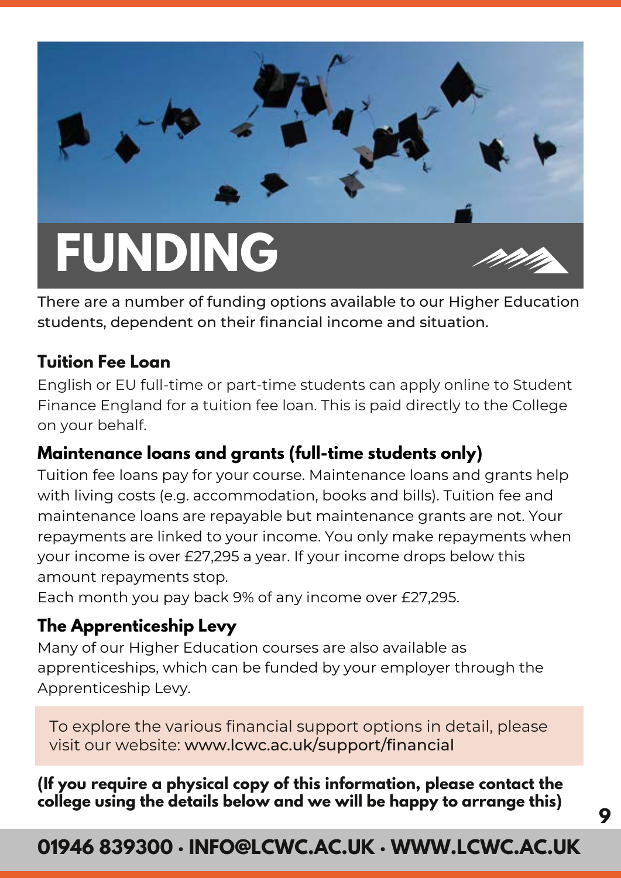# FUNDING

There are a number of funding options available to our Higher Education students, dependent on their financial income and situation.

## Tuition Fee Loan

English or EU full-time or part-time students can apply online to Student Finance England for a tuition fee loan. This is paid directly to the College on your behalf.

## Maintenance loans and grants (full-time students only)

Tuition fee loans pay for your course. Maintenance loans and grants help with living costs (e.g. accommodation, books and bills). Tuition fee and maintenance loans are repayable but maintenance grants are not. Your repayments are linked to your income. You only make repayments when your income is over £27,295 a year. If your income drops below this amount repayments stop.

Each month you pay back 9% of any income over £27,295.

## The Apprenticeship Levy

Many of our Higher Education courses are also available as apprenticeships, which can be funded by your employer through the Apprenticeship Levy.

To explore the various financial support options in detail, please visit our website: www.lcwc.ac.uk/support/financial

**(If you require a physical copy of this information, please contact the college using the details below and we will be happy to arrange this)**

**01946 839300 · INFO@LCWC.AC.UK · WWW.LCWC.AC.UK**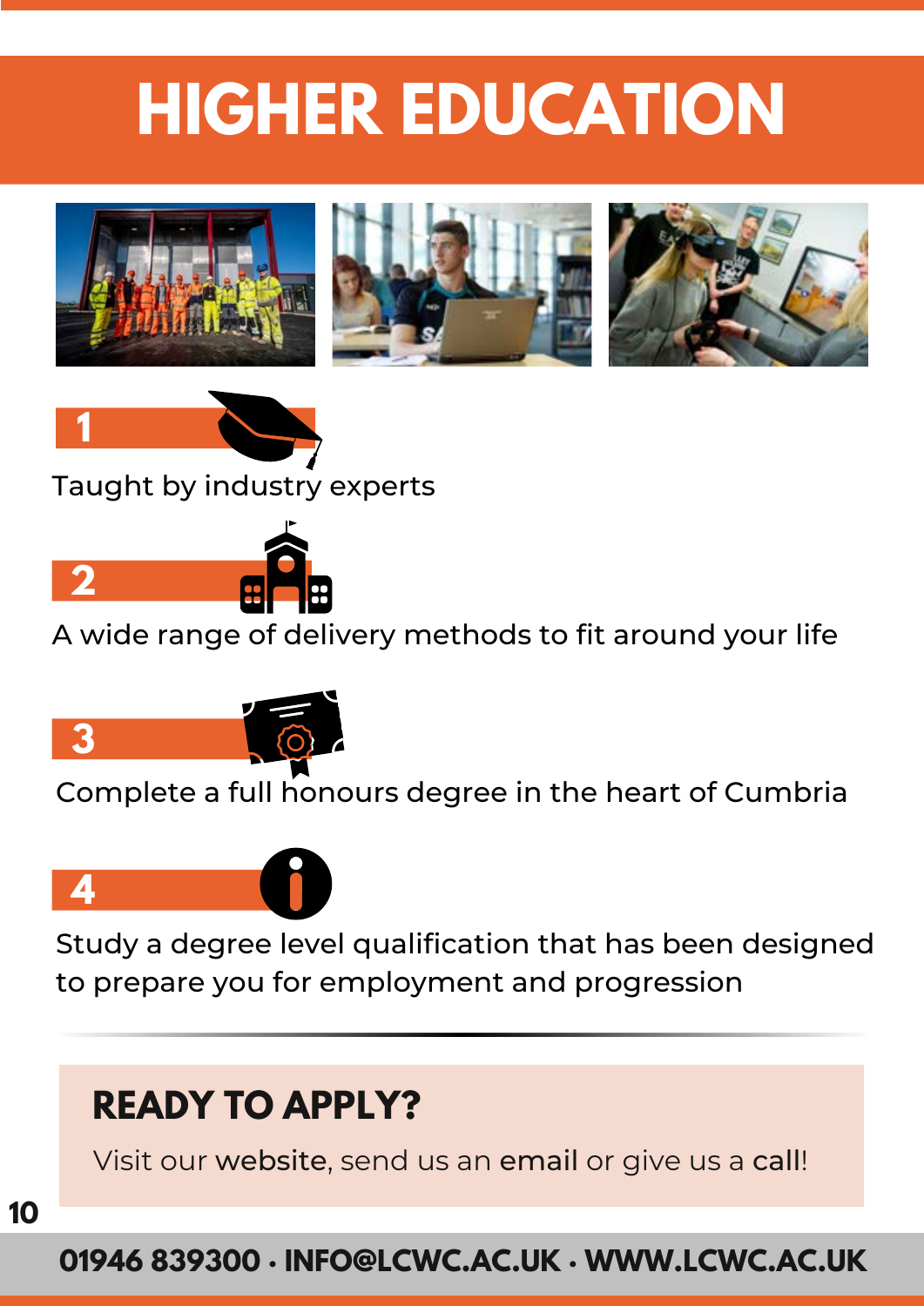# HIGHER EDUCATION

**1**

Taught by industry experts

**2**

A wide range of delivery methods to fit around your life

**3**

Complete a full honours degree in the heart of Cumbria

**4**

Study a degree level qualification that has been designed to prepare you for employment and progression

## READY TO APPLY?

Visit our website, send us an email or give us a call!

**01946 839300 · INFO@LCWC.AC.UK · WWW.LCWC.AC.UK**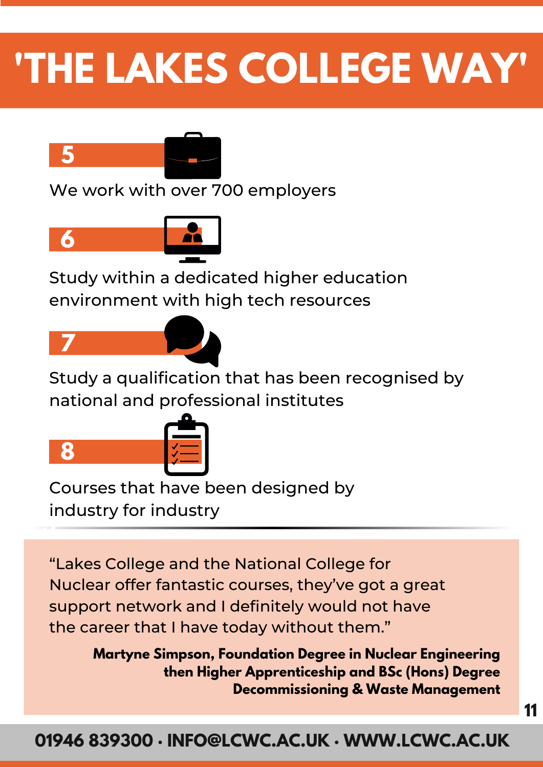# 'THE LAKES COLLEGE WAY'

**5**

We work with over 700 employers

**6**

Study within a dedicated higher education environment with high tech resources

**7**

Study a qualification that has been recognised by national and professional institutes

**8**

Courses that have been designed by industry for industry

---

"Lakes College and the National College for Nuclear offer fantastic courses, they've got a great support network and I definitely would not have the career that I have today without them."

**Martyne Simpson, Foundation Degree in Nuclear Engineering then Higher Apprenticeship and BSc (Hons) Degree Decommissioning & Waste Management**

**01946 839300 · INFO@LCWC.AC.UK · WWW.LCWC.AC.UK**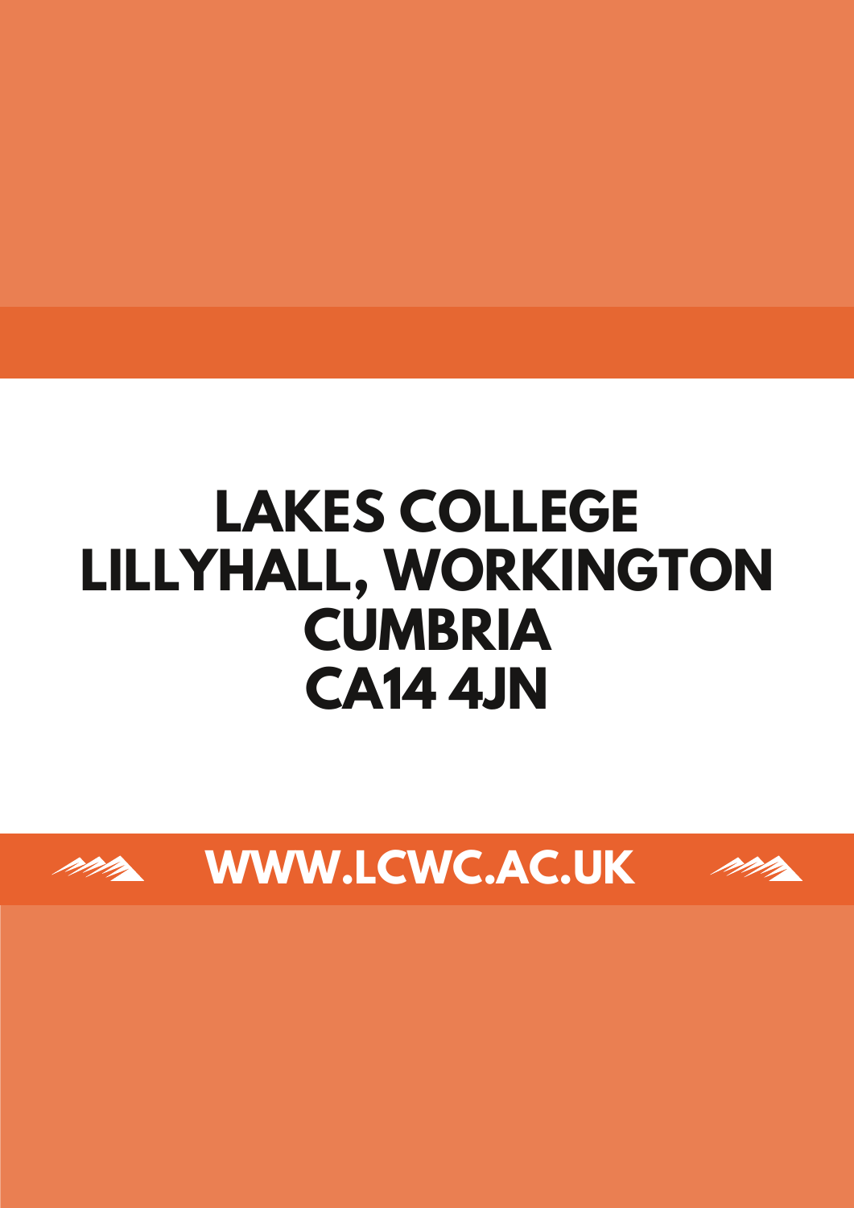**LAKES COLLEGE**
**LILLYHALL, WORKINGTON**
**CUMBRIA**
**CA14 4JN**

**WWW.LCWC.AC.UK**